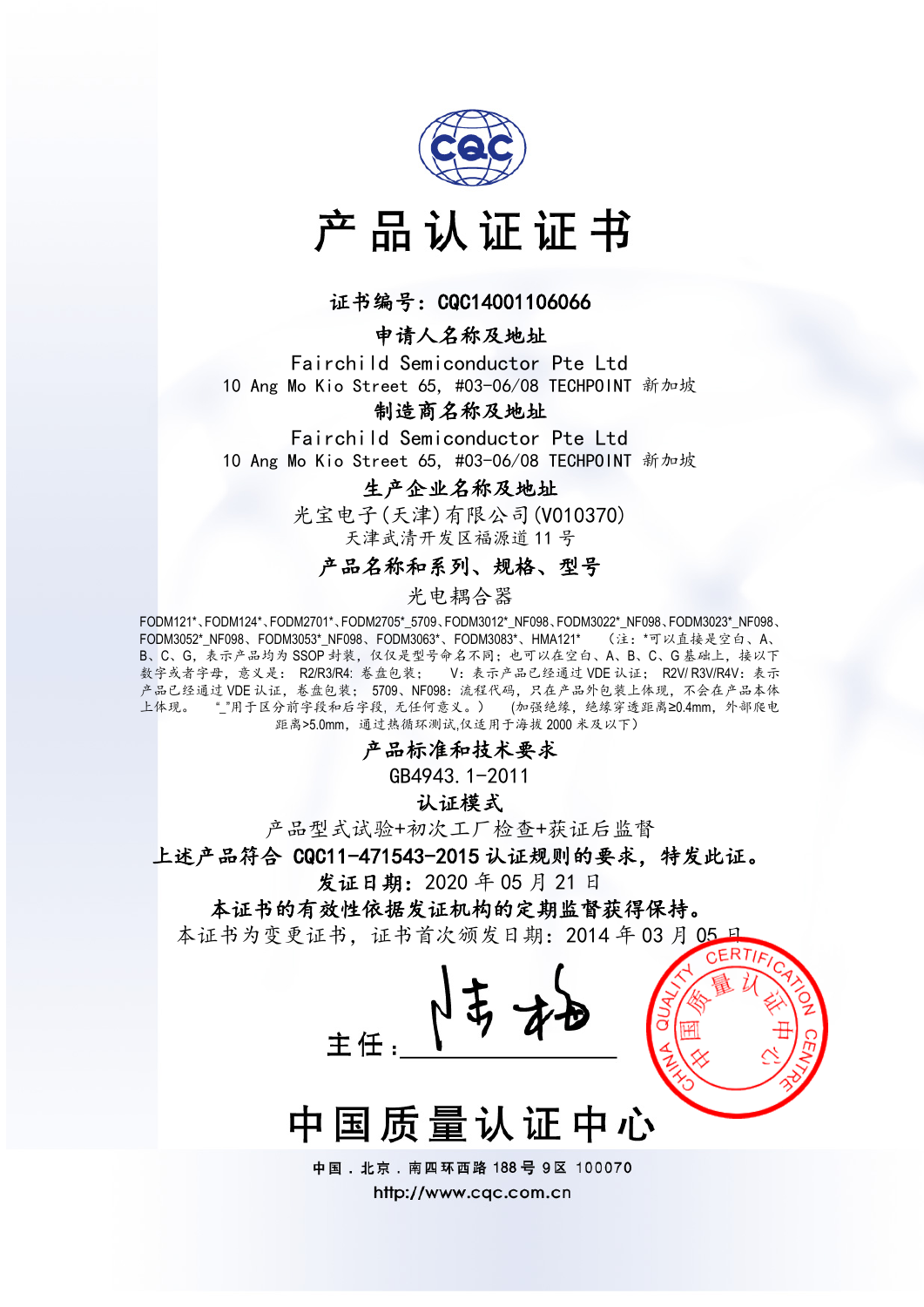# 产品认证证书

**证书编号：CQC14001106066**

**申请人名称及地址**

Fairchild Semiconductor Pte Ltd

10 Ang Mo Kio Street 65, #03-06/08 TECHPOINT 新加坡

**制造商名称及地址**

Fairchild Semiconductor Pte Ltd

10 Ang Mo Kio Street 65, #03-06/08 TECHPOINT 新加坡

**生产企业名称及地址**

光宝电子(天津)有限公司(V010370)

天津武清开发区福源道 11 号

**产品名称和系列、规格、型号**

光电耦合器

FODM121*、FODM124*、FODM2701*、FODM2705*_5709、FODM3012*_NF098、FODM3022*_NF098、FODM3023*_NF098、FODM3052*_NF098、FODM3053*_NF098、FODM3063*、FODM3083*、HMA121* （注：*可以直接是空白、A、B、C、G，表示产品均为 SSOP 封装，仅仅是型号命名不同；也可以在空白、A、B、C、G 基础上，接以下数字或者字母，意义是： R2/R3/R4: 卷盘包装； V：表示产品已经通过 VDE 认证； R2V/ R3V/R4V：表示产品已经通过 VDE 认证，卷盘包装； 5709、NF098：流程代码，只在产品外包装上体现，不会在产品本体上体现。 "_"用于区分前字段和后字段，无任何意义。） （加强绝缘，绝缘穿透距离≥0.4mm，外部爬电距离>5.0mm，通过热循环测试,仅适用于海拔 2000 米及以下）

**产品标准和技术要求**

GB4943.1-2011

**认证模式**

产品型式试验+初次工厂检查+获证后监督

**上述产品符合 CQC11-471543-2015 认证规则的要求，特发此证。**

**发证日期：** 2020 年 05 月 21 日

**本证书的有效性依据发证机构的定期监督获得保持。**

本证书为变更证书，证书首次颁发日期：2014 年 03 月 05 日

主任：

CHINA QUALITY CERTIFICATION CENTRE 中国质量认证中心

# 中国质量认证中心

中国．北京．南四环西路 188 号 9 区 100070

http://www.cqc.com.cn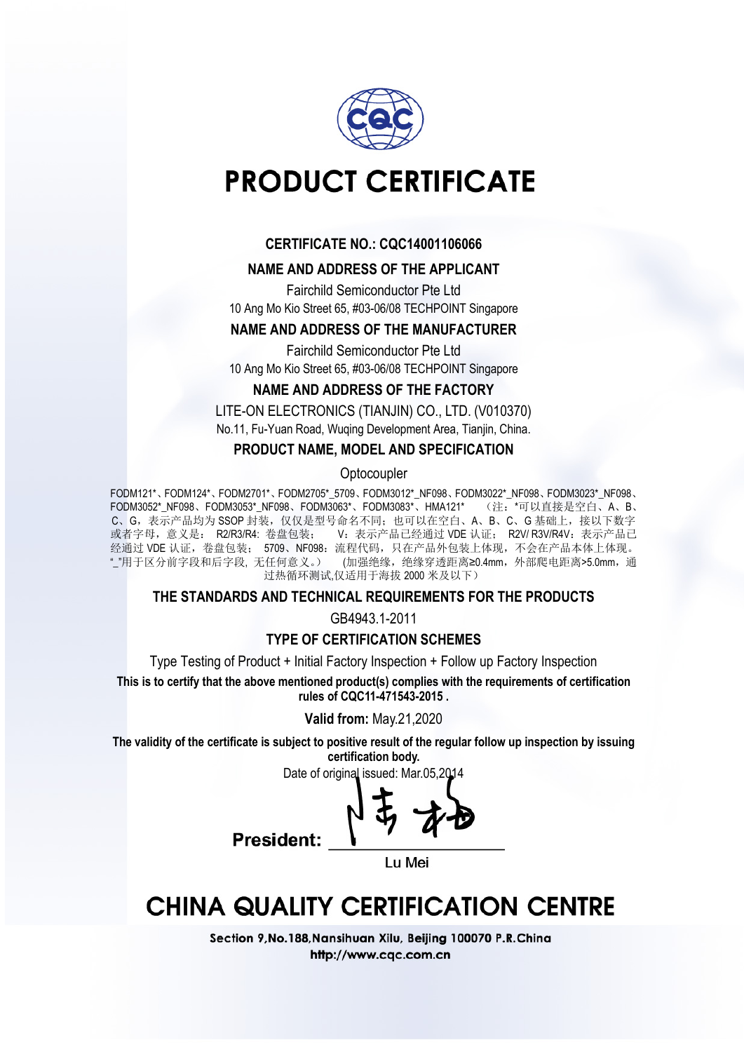# PRODUCT CERTIFICATE

**CERTIFICATE NO.: CQC14001106066**

**NAME AND ADDRESS OF THE APPLICANT**

Fairchild Semiconductor Pte Ltd

10 Ang Mo Kio Street 65, #03-06/08 TECHPOINT Singapore

**NAME AND ADDRESS OF THE MANUFACTURER**

Fairchild Semiconductor Pte Ltd

10 Ang Mo Kio Street 65, #03-06/08 TECHPOINT Singapore

**NAME AND ADDRESS OF THE FACTORY**

LITE-ON ELECTRONICS (TIANJIN) CO., LTD. (V010370)

No.11, Fu-Yuan Road, Wuqing Development Area, Tianjin, China.

**PRODUCT NAME, MODEL AND SPECIFICATION**

Optocoupler

FODM121*、FODM124*、FODM2701*、FODM2705*_5709、FODM3012*_NF098、FODM3022*_NF098、FODM3023*_NF098、FODM3052*_NF098、FODM3053*_NF098、FODM3063*、FODM3083*、HMA121* （注：*可以直接是空白、A、B、C、G，表示产品均为 SSOP 封装，仅仅是型号命名不同；也可以在空白、A、B、C、G 基础上，接以下数字或者字母，意义是： R2/R3/R4: 卷盘包装； V：表示产品已经通过 VDE 认证； R2V/ R3V/R4V：表示产品已经通过 VDE 认证，卷盘包装； 5709、NF098：流程代码，只在产品外包装上体现，不会在产品本体上体现。"_"用于区分前字段和后字段, 无任何意义。） (加强绝缘，绝缘穿透距离≥0.4mm，外部爬电距离>5.0mm，通过热循环测试,仅适用于海拔 2000 米及以下）

**THE STANDARDS AND TECHNICAL REQUIREMENTS FOR THE PRODUCTS**

GB4943.1-2011

**TYPE OF CERTIFICATION SCHEMES**

Type Testing of Product + Initial Factory Inspection + Follow up Factory Inspection

**This is to certify that the above mentioned product(s) complies with the requirements of certification rules of CQC11-471543-2015 .**

**Valid from:** May.21,2020

**The validity of the certificate is subject to positive result of the regular follow up inspection by issuing certification body.**

Date of original issued: Mar.05,2014

**President:**

Lu Mei

# CHINA QUALITY CERTIFICATION CENTRE

**Section 9,No.188,Nansihuan Xilu, Beijing 100070 P.R.China**

**http://www.cqc.com.cn**